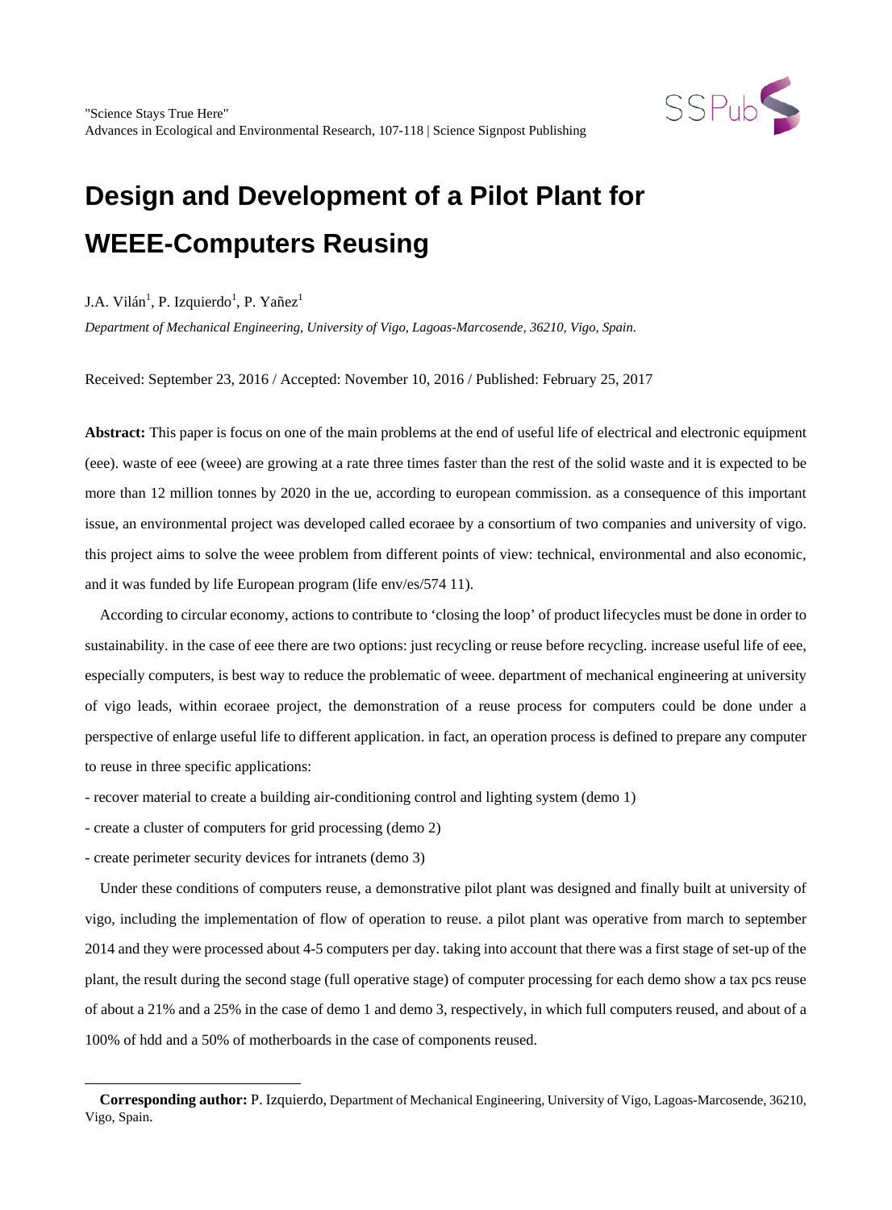# Design and Development of a Pilot Plant for WEEE-Computers Reusing

J.A. Vilán[1], P. Izquierdo[1], P. Yañez[1]

*Department of Mechanical Engineering, University of Vigo, Lagoas-Marcosende, 36210, Vigo, Spain.*

Received: September 23, 2016 / Accepted: November 10, 2016 / Published: February 25, 2017

**Abstract:** This paper is focus on one of the main problems at the end of useful life of electrical and electronic equipment (eee). waste of eee (weee) are growing at a rate three times faster than the rest of the solid waste and it is expected to be more than 12 million tonnes by 2020 in the ue, according to european commission. as a consequence of this important issue, an environmental project was developed called ecoraee by a consortium of two companies and university of vigo. this project aims to solve the weee problem from different points of view: technical, environmental and also economic, and it was funded by life European program (life env/es/574 11).

According to circular economy, actions to contribute to 'closing the loop' of product lifecycles must be done in order to sustainability. in the case of eee there are two options: just recycling or reuse before recycling. increase useful life of eee, especially computers, is best way to reduce the problematic of weee. department of mechanical engineering at university of vigo leads, within ecoraee project, the demonstration of a reuse process for computers could be done under a perspective of enlarge useful life to different application. in fact, an operation process is defined to prepare any computer to reuse in three specific applications:

- recover material to create a building air-conditioning control and lighting system (demo 1)
- create a cluster of computers for grid processing (demo 2)
- create perimeter security devices for intranets (demo 3)

Under these conditions of computers reuse, a demonstrative pilot plant was designed and finally built at university of vigo, including the implementation of flow of operation to reuse. a pilot plant was operative from march to september 2014 and they were processed about 4-5 computers per day. taking into account that there was a first stage of set-up of the plant, the result during the second stage (full operative stage) of computer processing for each demo show a tax pcs reuse of about a 21% and a 25% in the case of demo 1 and demo 3, respectively, in which full computers reused, and about of a 100% of hdd and a 50% of motherboards in the case of components reused.

---

**Corresponding author:** P. Izquierdo, Department of Mechanical Engineering, University of Vigo, Lagoas-Marcosende, 36210, Vigo, Spain.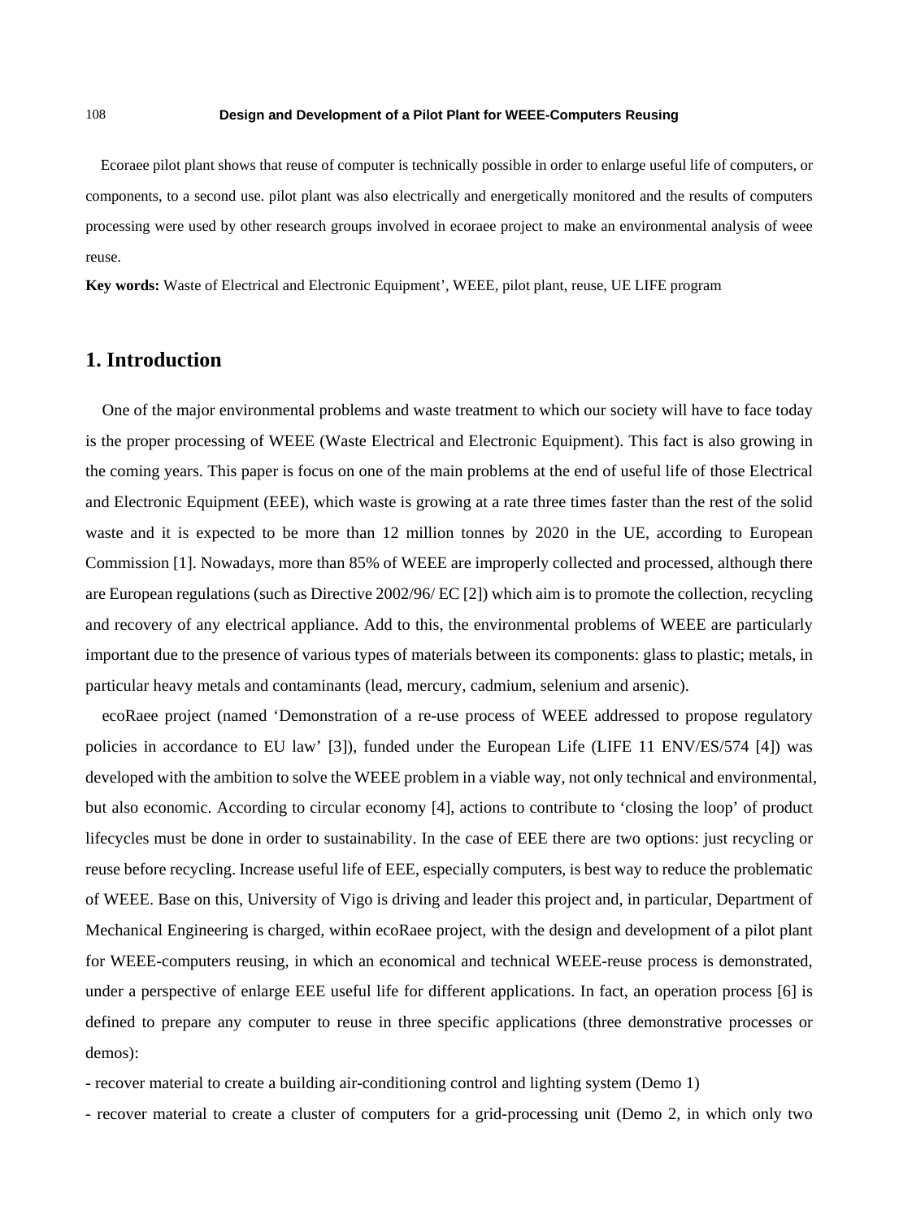Ecoraee pilot plant shows that reuse of computer is technically possible in order to enlarge useful life of computers, or components, to a second use. pilot plant was also electrically and energetically monitored and the results of computers processing were used by other research groups involved in ecoraee project to make an environmental analysis of weee reuse.

**Key words:** Waste of Electrical and Electronic Equipment', WEEE, pilot plant, reuse, UE LIFE program

## 1. Introduction

One of the major environmental problems and waste treatment to which our society will have to face today is the proper processing of WEEE (Waste Electrical and Electronic Equipment). This fact is also growing in the coming years. This paper is focus on one of the main problems at the end of useful life of those Electrical and Electronic Equipment (EEE), which waste is growing at a rate three times faster than the rest of the solid waste and it is expected to be more than 12 million tonnes by 2020 in the UE, according to European Commission [1]. Nowadays, more than 85% of WEEE are improperly collected and processed, although there are European regulations (such as Directive 2002/96/ EC [2]) which aim is to promote the collection, recycling and recovery of any electrical appliance. Add to this, the environmental problems of WEEE are particularly important due to the presence of various types of materials between its components: glass to plastic; metals, in particular heavy metals and contaminants (lead, mercury, cadmium, selenium and arsenic).

ecoRaee project (named 'Demonstration of a re-use process of WEEE addressed to propose regulatory policies in accordance to EU law' [3]), funded under the European Life (LIFE 11 ENV/ES/574 [4]) was developed with the ambition to solve the WEEE problem in a viable way, not only technical and environmental, but also economic. According to circular economy [4], actions to contribute to 'closing the loop' of product lifecycles must be done in order to sustainability. In the case of EEE there are two options: just recycling or reuse before recycling. Increase useful life of EEE, especially computers, is best way to reduce the problematic of WEEE. Base on this, University of Vigo is driving and leader this project and, in particular, Department of Mechanical Engineering is charged, within ecoRaee project, with the design and development of a pilot plant for WEEE-computers reusing, in which an economical and technical WEEE-reuse process is demonstrated, under a perspective of enlarge EEE useful life for different applications. In fact, an operation process [6] is defined to prepare any computer to reuse in three specific applications (three demonstrative processes or demos):

- recover material to create a building air-conditioning control and lighting system (Demo 1)
- recover material to create a cluster of computers for a grid-processing unit (Demo 2, in which only two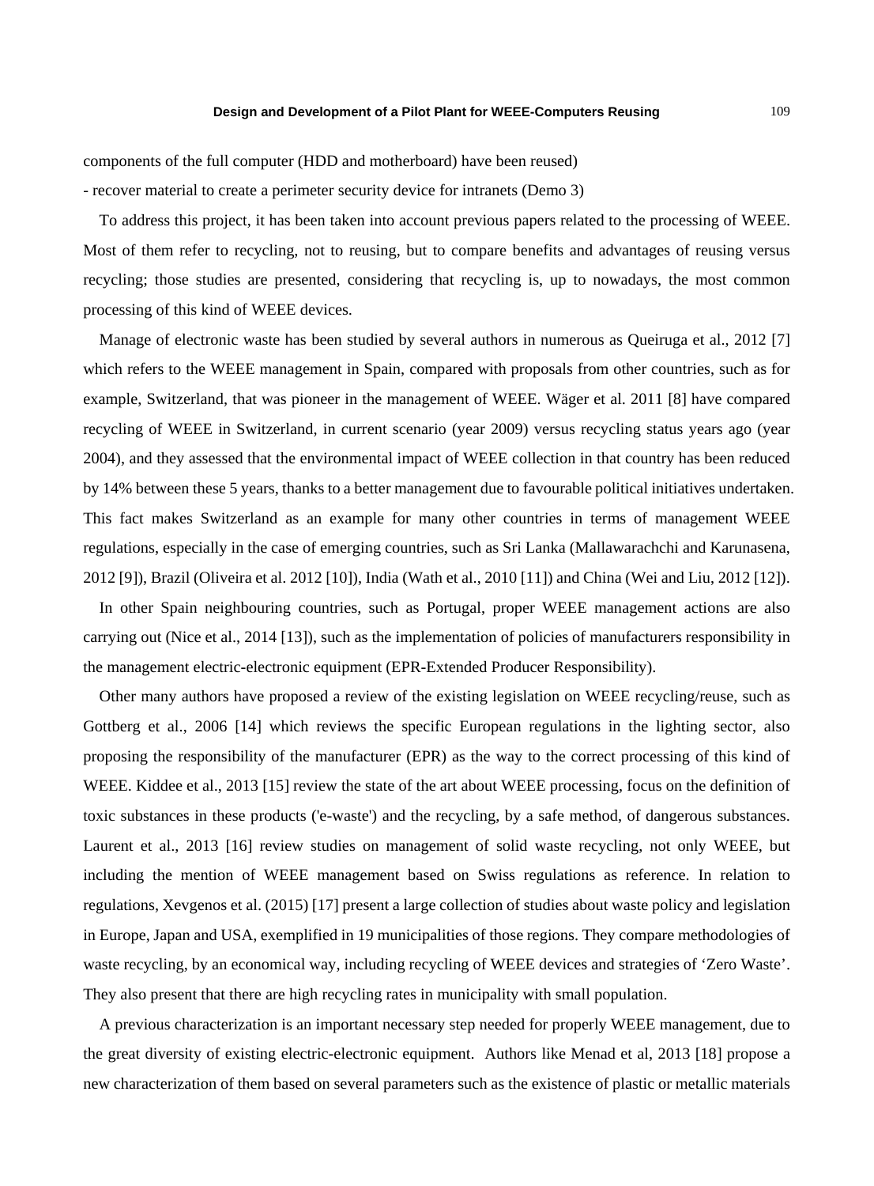components of the full computer (HDD and motherboard) have been reused)

- recover material to create a perimeter security device for intranets (Demo 3)

To address this project, it has been taken into account previous papers related to the processing of WEEE. Most of them refer to recycling, not to reusing, but to compare benefits and advantages of reusing versus recycling; those studies are presented, considering that recycling is, up to nowadays, the most common processing of this kind of WEEE devices.

Manage of electronic waste has been studied by several authors in numerous as Queiruga et al., 2012 [7] which refers to the WEEE management in Spain, compared with proposals from other countries, such as for example, Switzerland, that was pioneer in the management of WEEE. Wäger et al. 2011 [8] have compared recycling of WEEE in Switzerland, in current scenario (year 2009) versus recycling status years ago (year 2004), and they assessed that the environmental impact of WEEE collection in that country has been reduced by 14% between these 5 years, thanks to a better management due to favourable political initiatives undertaken. This fact makes Switzerland as an example for many other countries in terms of management WEEE regulations, especially in the case of emerging countries, such as Sri Lanka (Mallawarachchi and Karunasena, 2012 [9]), Brazil (Oliveira et al. 2012 [10]), India (Wath et al., 2010 [11]) and China (Wei and Liu, 2012 [12]).

In other Spain neighbouring countries, such as Portugal, proper WEEE management actions are also carrying out (Nice et al., 2014 [13]), such as the implementation of policies of manufacturers responsibility in the management electric-electronic equipment (EPR-Extended Producer Responsibility).

Other many authors have proposed a review of the existing legislation on WEEE recycling/reuse, such as Gottberg et al., 2006 [14] which reviews the specific European regulations in the lighting sector, also proposing the responsibility of the manufacturer (EPR) as the way to the correct processing of this kind of WEEE. Kiddee et al., 2013 [15] review the state of the art about WEEE processing, focus on the definition of toxic substances in these products ('e-waste') and the recycling, by a safe method, of dangerous substances. Laurent et al., 2013 [16] review studies on management of solid waste recycling, not only WEEE, but including the mention of WEEE management based on Swiss regulations as reference. In relation to regulations, Xevgenos et al. (2015) [17] present a large collection of studies about waste policy and legislation in Europe, Japan and USA, exemplified in 19 municipalities of those regions. They compare methodologies of waste recycling, by an economical way, including recycling of WEEE devices and strategies of 'Zero Waste'. They also present that there are high recycling rates in municipality with small population.

A previous characterization is an important necessary step needed for properly WEEE management, due to the great diversity of existing electric-electronic equipment. Authors like Menad et al, 2013 [18] propose a new characterization of them based on several parameters such as the existence of plastic or metallic materials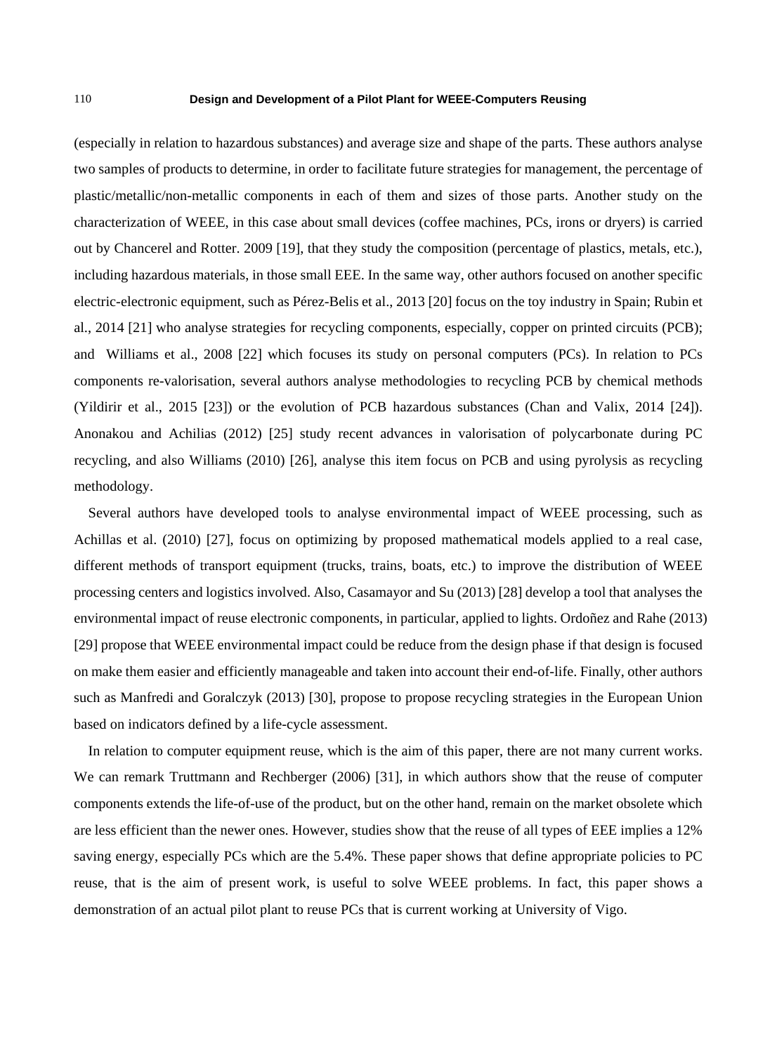(especially in relation to hazardous substances) and average size and shape of the parts. These authors analyse two samples of products to determine, in order to facilitate future strategies for management, the percentage of plastic/metallic/non-metallic components in each of them and sizes of those parts. Another study on the characterization of WEEE, in this case about small devices (coffee machines, PCs, irons or dryers) is carried out by Chancerel and Rotter. 2009 [19], that they study the composition (percentage of plastics, metals, etc.), including hazardous materials, in those small EEE. In the same way, other authors focused on another specific electric-electronic equipment, such as Pérez-Belis et al., 2013 [20] focus on the toy industry in Spain; Rubin et al., 2014 [21] who analyse strategies for recycling components, especially, copper on printed circuits (PCB); and Williams et al., 2008 [22] which focuses its study on personal computers (PCs). In relation to PCs components re-valorisation, several authors analyse methodologies to recycling PCB by chemical methods (Yildirir et al., 2015 [23]) or the evolution of PCB hazardous substances (Chan and Valix, 2014 [24]). Anonakou and Achilias (2012) [25] study recent advances in valorisation of polycarbonate during PC recycling, and also Williams (2010) [26], analyse this item focus on PCB and using pyrolysis as recycling methodology.

Several authors have developed tools to analyse environmental impact of WEEE processing, such as Achillas et al. (2010) [27], focus on optimizing by proposed mathematical models applied to a real case, different methods of transport equipment (trucks, trains, boats, etc.) to improve the distribution of WEEE processing centers and logistics involved. Also, Casamayor and Su (2013) [28] develop a tool that analyses the environmental impact of reuse electronic components, in particular, applied to lights. Ordoñez and Rahe (2013) [29] propose that WEEE environmental impact could be reduce from the design phase if that design is focused on make them easier and efficiently manageable and taken into account their end-of-life. Finally, other authors such as Manfredi and Goralczyk (2013) [30], propose to propose recycling strategies in the European Union based on indicators defined by a life-cycle assessment.

In relation to computer equipment reuse, which is the aim of this paper, there are not many current works. We can remark Truttmann and Rechberger (2006) [31], in which authors show that the reuse of computer components extends the life-of-use of the product, but on the other hand, remain on the market obsolete which are less efficient than the newer ones. However, studies show that the reuse of all types of EEE implies a 12% saving energy, especially PCs which are the 5.4%. These paper shows that define appropriate policies to PC reuse, that is the aim of present work, is useful to solve WEEE problems. In fact, this paper shows a demonstration of an actual pilot plant to reuse PCs that is current working at University of Vigo.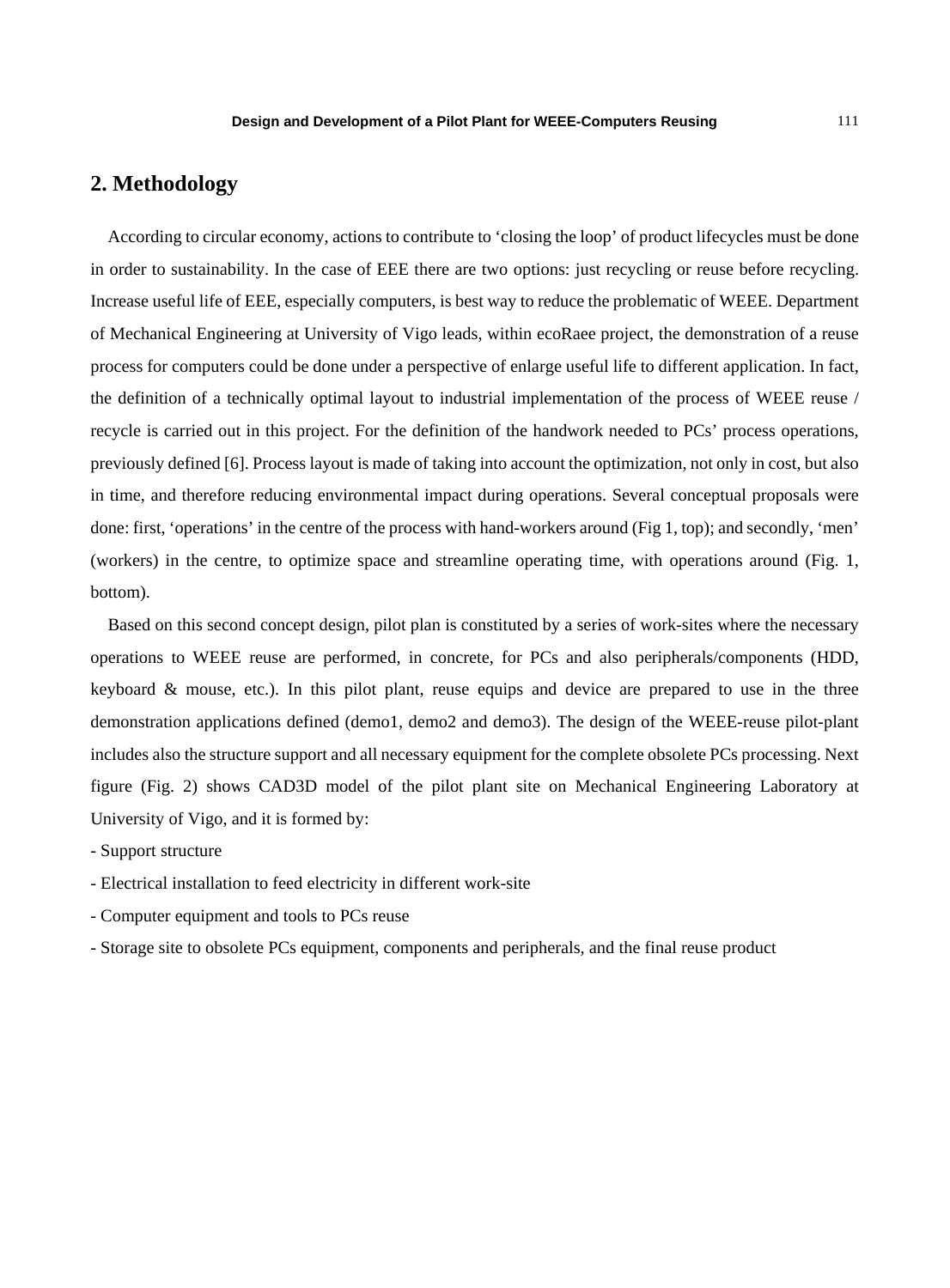## 2. Methodology

According to circular economy, actions to contribute to 'closing the loop' of product lifecycles must be done in order to sustainability. In the case of EEE there are two options: just recycling or reuse before recycling. Increase useful life of EEE, especially computers, is best way to reduce the problematic of WEEE. Department of Mechanical Engineering at University of Vigo leads, within ecoRaee project, the demonstration of a reuse process for computers could be done under a perspective of enlarge useful life to different application. In fact, the definition of a technically optimal layout to industrial implementation of the process of WEEE reuse / recycle is carried out in this project. For the definition of the handwork needed to PCs' process operations, previously defined [6]. Process layout is made of taking into account the optimization, not only in cost, but also in time, and therefore reducing environmental impact during operations. Several conceptual proposals were done: first, 'operations' in the centre of the process with hand-workers around (Fig 1, top); and secondly, 'men' (workers) in the centre, to optimize space and streamline operating time, with operations around (Fig. 1, bottom).

Based on this second concept design, pilot plan is constituted by a series of work-sites where the necessary operations to WEEE reuse are performed, in concrete, for PCs and also peripherals/components (HDD, keyboard & mouse, etc.). In this pilot plant, reuse equips and device are prepared to use in the three demonstration applications defined (demo1, demo2 and demo3). The design of the WEEE-reuse pilot-plant includes also the structure support and all necessary equipment for the complete obsolete PCs processing. Next figure (Fig. 2) shows CAD3D model of the pilot plant site on Mechanical Engineering Laboratory at University of Vigo, and it is formed by:

- Support structure
- Electrical installation to feed electricity in different work-site
- Computer equipment and tools to PCs reuse
- Storage site to obsolete PCs equipment, components and peripherals, and the final reuse product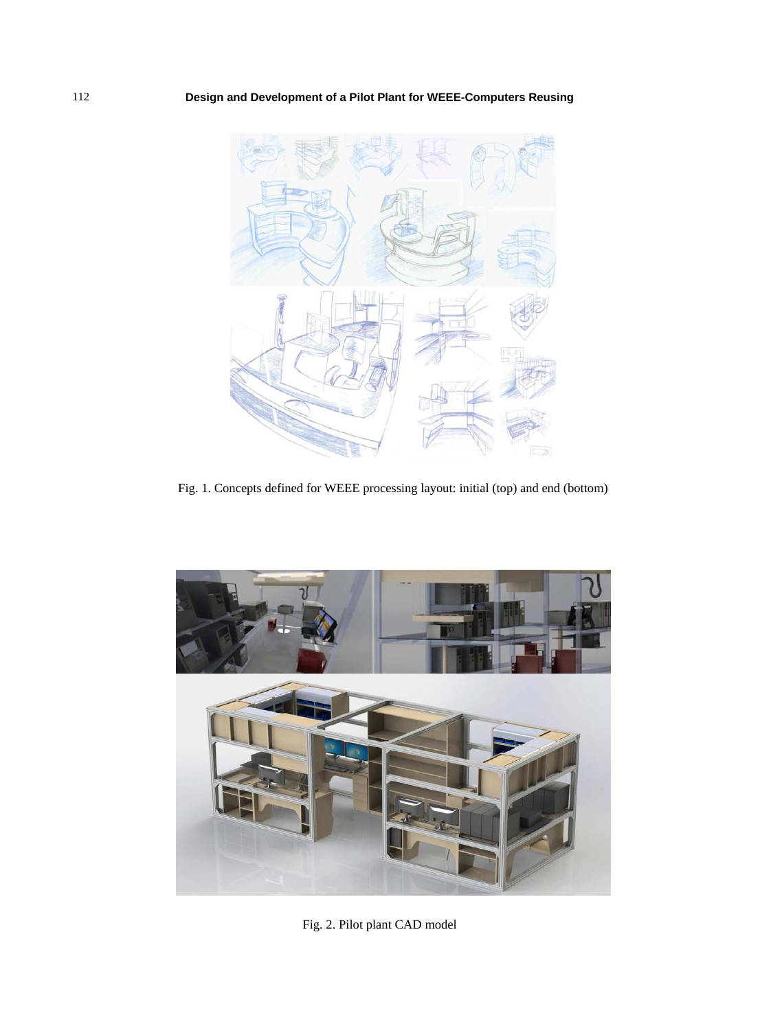Fig. 1. Concepts defined for WEEE processing layout: initial (top) and end (bottom)

Fig. 2. Pilot plant CAD model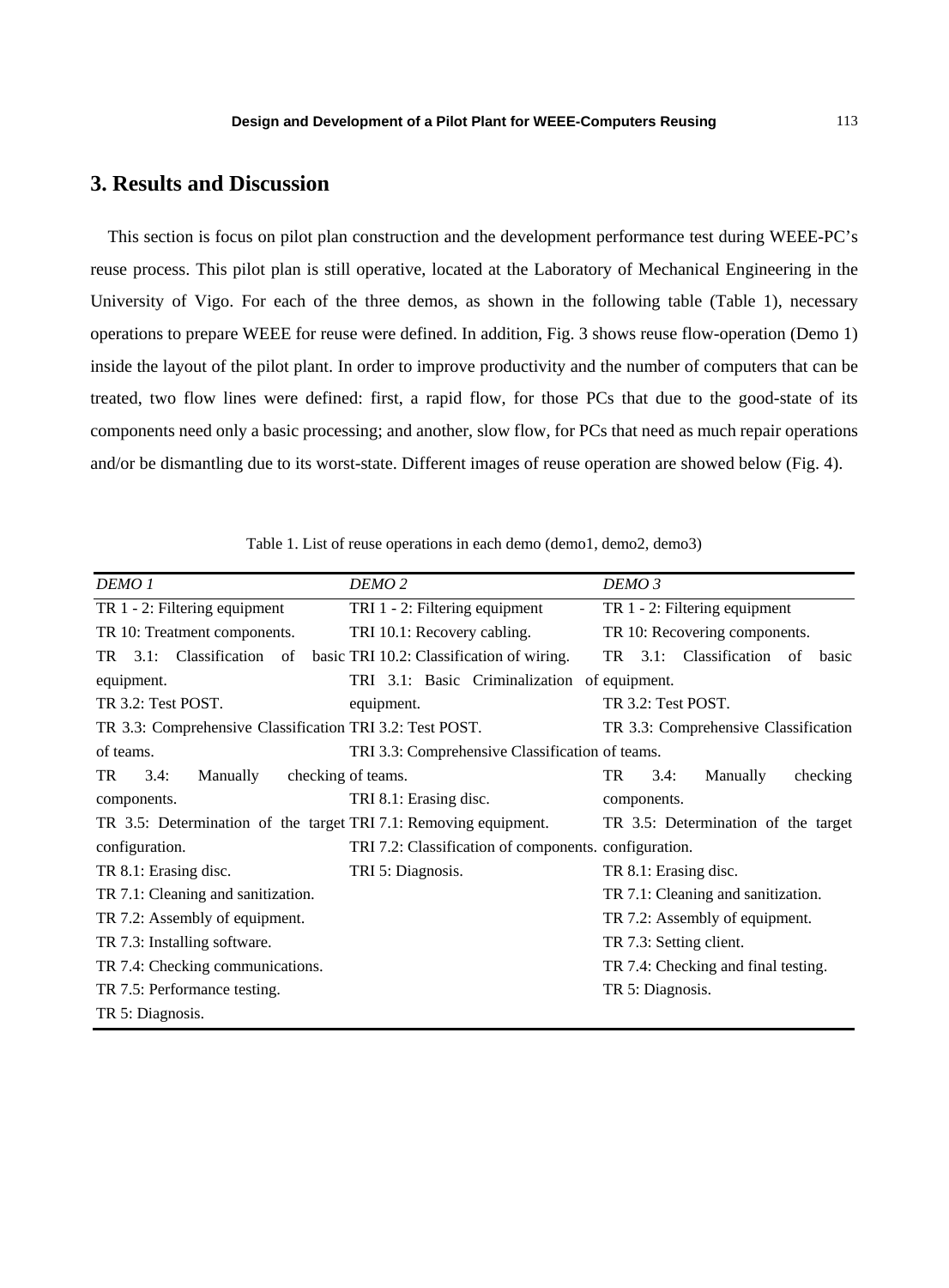## 3. Results and Discussion

This section is focus on pilot plan construction and the development performance test during WEEE-PC's reuse process. This pilot plan is still operative, located at the Laboratory of Mechanical Engineering in the University of Vigo. For each of the three demos, as shown in the following table (Table 1), necessary operations to prepare WEEE for reuse were defined. In addition, Fig. 3 shows reuse flow-operation (Demo 1) inside the layout of the pilot plant. In order to improve productivity and the number of computers that can be treated, two flow lines were defined: first, a rapid flow, for those PCs that due to the good-state of its components need only a basic processing; and another, slow flow, for PCs that need as much repair operations and/or be dismantling due to its worst-state. Different images of reuse operation are showed below (Fig. 4).

Table 1. List of reuse operations in each demo (demo1, demo2, demo3)

| *DEMO 1* | *DEMO 2* | *DEMO 3* |
|---|---|---|
| TR 1 - 2: Filtering equipment | TRI 1 - 2: Filtering equipment | TR 1 - 2: Filtering equipment |
| TR 10: Treatment components. | TRI 10.1: Recovery cabling. | TR 10: Recovering components. |
| TR 3.1: Classification of basic equipment. | TRI 10.2: Classification of wiring. | TR 3.1: Classification of basic equipment. |
| TR 3.2: Test POST. | TRI 3.1: Basic Criminalization of equipment. | TR 3.2: Test POST. |
| TR 3.3: Comprehensive Classification of teams. | TRI 3.2: Test POST. | TR 3.3: Comprehensive Classification of teams. |
| TR 3.4: Manually checking of components. | TRI 3.3: Comprehensive Classification of teams. | TR 3.4: Manually checking components. |
| TR 3.5: Determination of the target configuration. | TRI 8.1: Erasing disc. | TR 3.5: Determination of the target configuration. |
| TR 8.1: Erasing disc. | TRI 7.1: Removing equipment. | TR 8.1: Erasing disc. |
| TR 7.1: Cleaning and sanitization. | TRI 7.2: Classification of components. | TR 7.1: Cleaning and sanitization. |
| TR 7.2: Assembly of equipment. | TRI 5: Diagnosis. | TR 7.2: Assembly of equipment. |
| TR 7.3: Installing software. | | TR 7.3: Setting client. |
| TR 7.4: Checking communications. | | TR 7.4: Checking and final testing. |
| TR 7.5: Performance testing. | | TR 5: Diagnosis. |
| TR 5: Diagnosis. | | |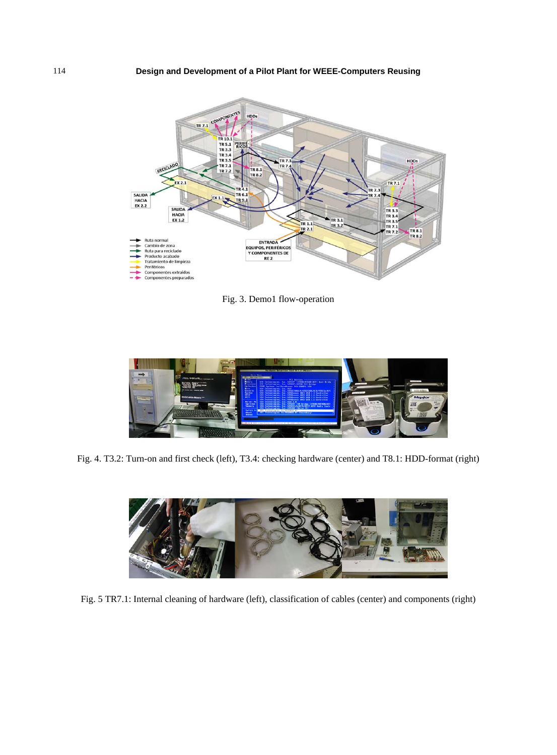Fig. 3. Demo1 flow-operation

Fig. 4. T3.2: Turn-on and first check (left), T3.4: checking hardware (center) and T8.1: HDD-format (right)

Fig. 5 TR7.1: Internal cleaning of hardware (left), classification of cables (center) and components (right)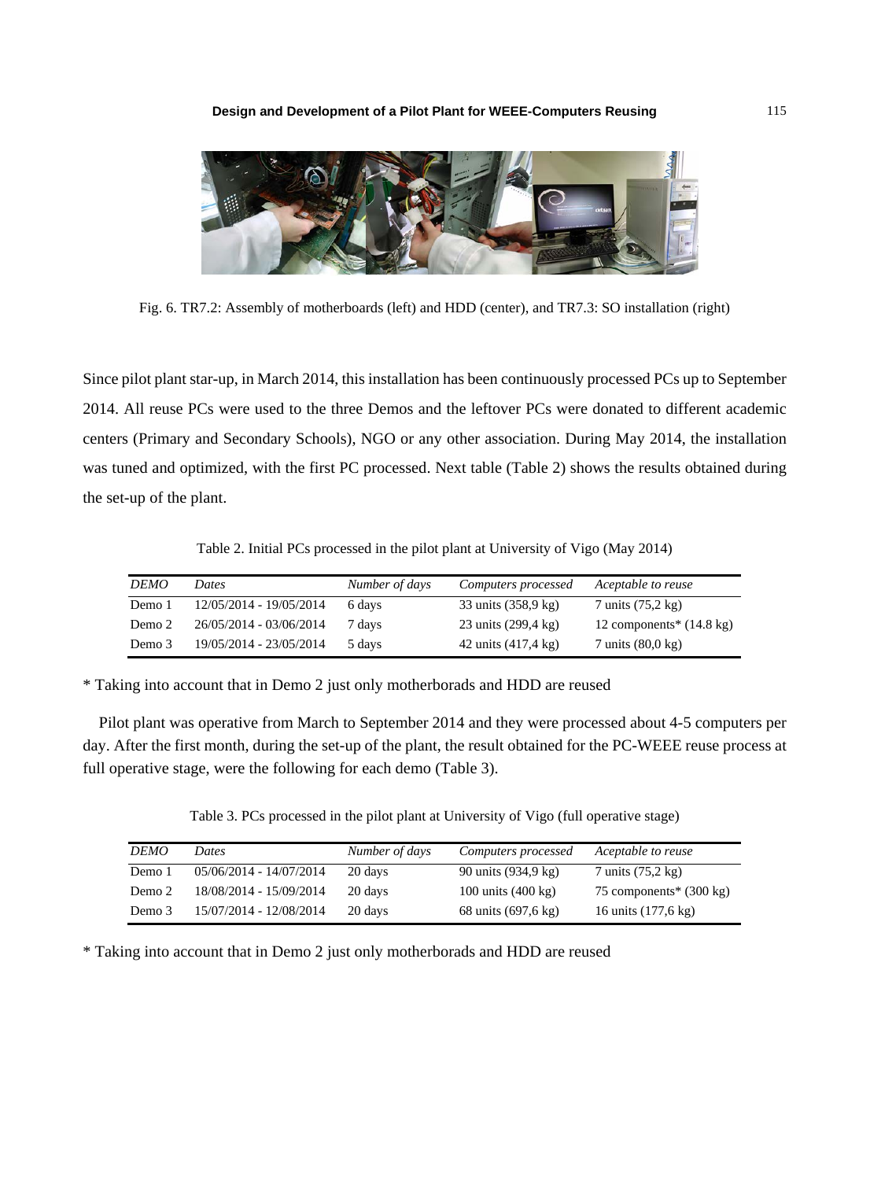Fig. 6. TR7.2: Assembly of motherboards (left) and HDD (center), and TR7.3: SO installation (right)

Since pilot plant star-up, in March 2014, this installation has been continuously processed PCs up to September 2014. All reuse PCs were used to the three Demos and the leftover PCs were donated to different academic centers (Primary and Secondary Schools), NGO or any other association. During May 2014, the installation was tuned and optimized, with the first PC processed. Next table (Table 2) shows the results obtained during the set-up of the plant.

Table 2. Initial PCs processed in the pilot plant at University of Vigo (May 2014)

| *DEMO* | *Dates* | *Number of days* | *Computers processed* | *Aceptable to reuse* |
| --- | --- | --- | --- | --- |
| Demo 1 | 12/05/2014 - 19/05/2014 | 6 days | 33 units (358,9 kg) | 7 units (75,2 kg) |
| Demo 2 | 26/05/2014 - 03/06/2014 | 7 days | 23 units (299,4 kg) | 12 components* (14.8 kg) |
| Demo 3 | 19/05/2014 - 23/05/2014 | 5 days | 42 units (417,4 kg) | 7 units (80,0 kg) |

* Taking into account that in Demo 2 just only motherborads and HDD are reused

Pilot plant was operative from March to September 2014 and they were processed about 4-5 computers per day. After the first month, during the set-up of the plant, the result obtained for the PC-WEEE reuse process at full operative stage, were the following for each demo (Table 3).

Table 3. PCs processed in the pilot plant at University of Vigo (full operative stage)

| *DEMO* | *Dates* | *Number of days* | *Computers processed* | *Aceptable to reuse* |
| --- | --- | --- | --- | --- |
| Demo 1 | 05/06/2014 - 14/07/2014 | 20 days | 90 units (934,9 kg) | 7 units (75,2 kg) |
| Demo 2 | 18/08/2014 - 15/09/2014 | 20 days | 100 units (400 kg) | 75 components* (300 kg) |
| Demo 3 | 15/07/2014 - 12/08/2014 | 20 days | 68 units (697,6 kg) | 16 units (177,6 kg) |

* Taking into account that in Demo 2 just only motherborads and HDD are reused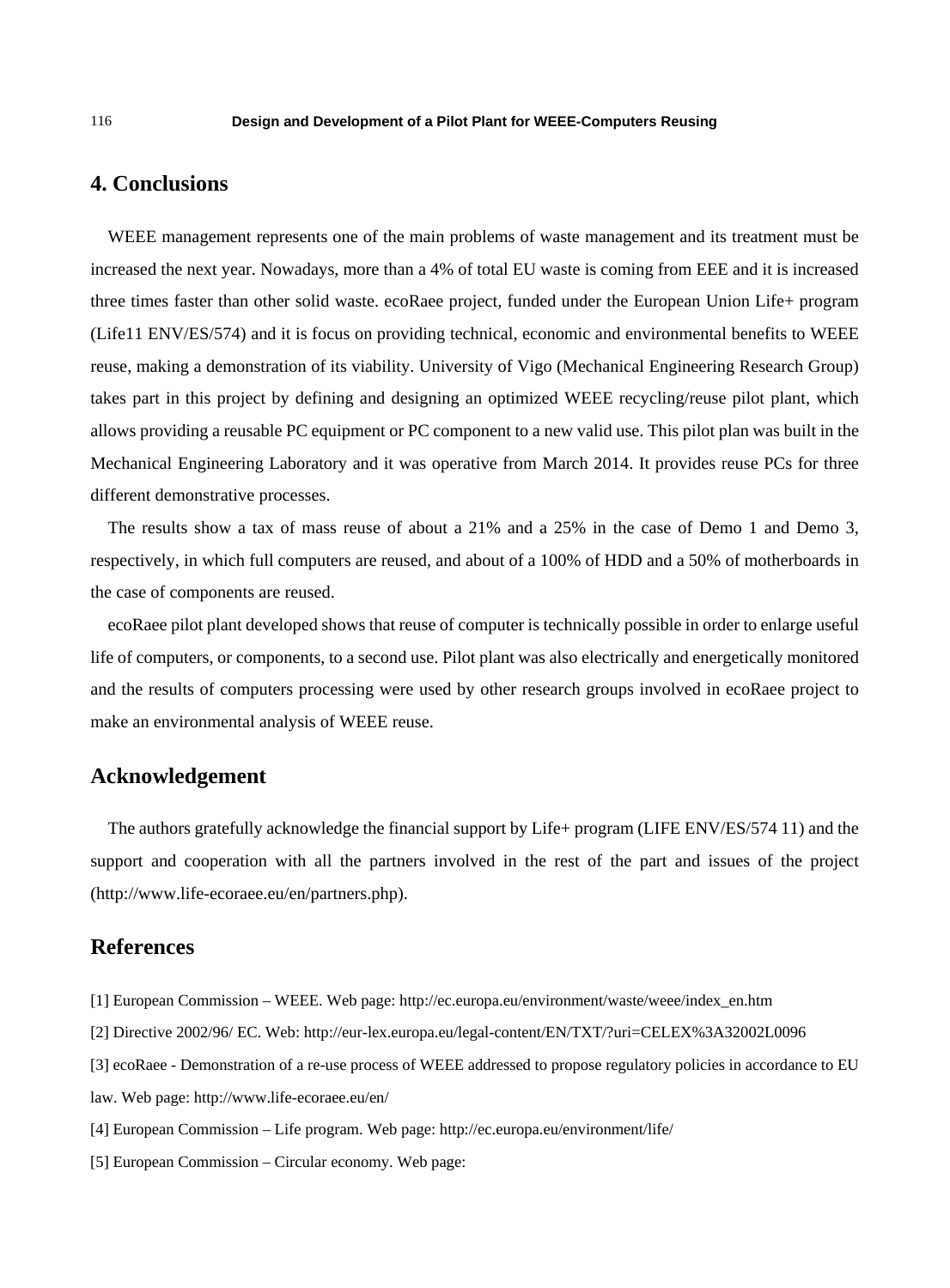## 4. Conclusions

WEEE management represents one of the main problems of waste management and its treatment must be increased the next year. Nowadays, more than a 4% of total EU waste is coming from EEE and it is increased three times faster than other solid waste. ecoRaee project, funded under the European Union Life+ program (Life11 ENV/ES/574) and it is focus on providing technical, economic and environmental benefits to WEEE reuse, making a demonstration of its viability. University of Vigo (Mechanical Engineering Research Group) takes part in this project by defining and designing an optimized WEEE recycling/reuse pilot plant, which allows providing a reusable PC equipment or PC component to a new valid use. This pilot plan was built in the Mechanical Engineering Laboratory and it was operative from March 2014. It provides reuse PCs for three different demonstrative processes.

The results show a tax of mass reuse of about a 21% and a 25% in the case of Demo 1 and Demo 3, respectively, in which full computers are reused, and about of a 100% of HDD and a 50% of motherboards in the case of components are reused.

ecoRaee pilot plant developed shows that reuse of computer is technically possible in order to enlarge useful life of computers, or components, to a second use. Pilot plant was also electrically and energetically monitored and the results of computers processing were used by other research groups involved in ecoRaee project to make an environmental analysis of WEEE reuse.

## Acknowledgement

The authors gratefully acknowledge the financial support by Life+ program (LIFE ENV/ES/574 11) and the support and cooperation with all the partners involved in the rest of the part and issues of the project (http://www.life-ecoraee.eu/en/partners.php).

## References

[1] European Commission – WEEE. Web page: http://ec.europa.eu/environment/waste/weee/index_en.htm

[2] Directive 2002/96/ EC. Web: http://eur-lex.europa.eu/legal-content/EN/TXT/?uri=CELEX%3A32002L0096

[3] ecoRaee - Demonstration of a re-use process of WEEE addressed to propose regulatory policies in accordance to EU law. Web page: http://www.life-ecoraee.eu/en/

[4] European Commission – Life program. Web page: http://ec.europa.eu/environment/life/

[5] European Commission – Circular economy. Web page: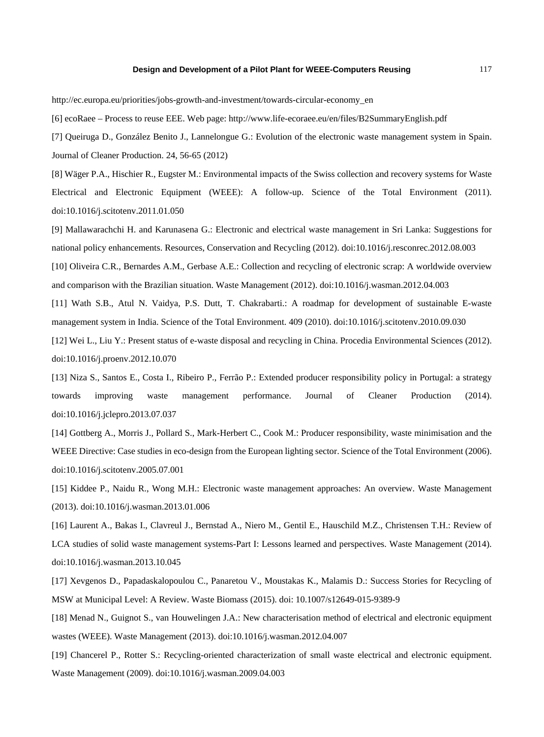http://ec.europa.eu/priorities/jobs-growth-and-investment/towards-circular-economy_en

[6] ecoRaee – Process to reuse EEE. Web page: http://www.life-ecoraee.eu/en/files/B2SummaryEnglish.pdf

[7] Queiruga D., González Benito J., Lannelongue G.: Evolution of the electronic waste management system in Spain. Journal of Cleaner Production. 24, 56-65 (2012)

[8] Wäger P.A., Hischier R., Eugster M.: Environmental impacts of the Swiss collection and recovery systems for Waste Electrical and Electronic Equipment (WEEE): A follow-up. Science of the Total Environment (2011). doi:10.1016/j.scitotenv.2011.01.050

[9] Mallawarachchi H. and Karunasena G.: Electronic and electrical waste management in Sri Lanka: Suggestions for national policy enhancements. Resources, Conservation and Recycling (2012). doi:10.1016/j.resconrec.2012.08.003

[10] Oliveira C.R., Bernardes A.M., Gerbase A.E.: Collection and recycling of electronic scrap: A worldwide overview and comparison with the Brazilian situation. Waste Management (2012). doi:10.1016/j.wasman.2012.04.003

[11] Wath S.B., Atul N. Vaidya, P.S. Dutt, T. Chakrabarti.: A roadmap for development of sustainable E-waste management system in India. Science of the Total Environment. 409 (2010). doi:10.1016/j.scitotenv.2010.09.030

[12] Wei L., Liu Y.: Present status of e-waste disposal and recycling in China. Procedia Environmental Sciences (2012). doi:10.1016/j.proenv.2012.10.070

[13] Niza S., Santos E., Costa I., Ribeiro P., Ferrão P.: Extended producer responsibility policy in Portugal: a strategy towards improving waste management performance. Journal of Cleaner Production (2014). doi:10.1016/j.jclepro.2013.07.037

[14] Gottberg A., Morris J., Pollard S., Mark-Herbert C., Cook M.: Producer responsibility, waste minimisation and the WEEE Directive: Case studies in eco-design from the European lighting sector. Science of the Total Environment (2006). doi:10.1016/j.scitotenv.2005.07.001

[15] Kiddee P., Naidu R., Wong M.H.: Electronic waste management approaches: An overview. Waste Management (2013). doi:10.1016/j.wasman.2013.01.006

[16] Laurent A., Bakas I., Clavreul J., Bernstad A., Niero M., Gentil E., Hauschild M.Z., Christensen T.H.: Review of LCA studies of solid waste management systems-Part I: Lessons learned and perspectives. Waste Management (2014). doi:10.1016/j.wasman.2013.10.045

[17] Xevgenos D., Papadaskalopoulou C., Panaretou V., Moustakas K., Malamis D.: Success Stories for Recycling of MSW at Municipal Level: A Review. Waste Biomass (2015). doi: 10.1007/s12649-015-9389-9

[18] Menad N., Guignot S., van Houwelingen J.A.: New characterisation method of electrical and electronic equipment wastes (WEEE). Waste Management (2013). doi:10.1016/j.wasman.2012.04.007

[19] Chancerel P., Rotter S.: Recycling-oriented characterization of small waste electrical and electronic equipment. Waste Management (2009). doi:10.1016/j.wasman.2009.04.003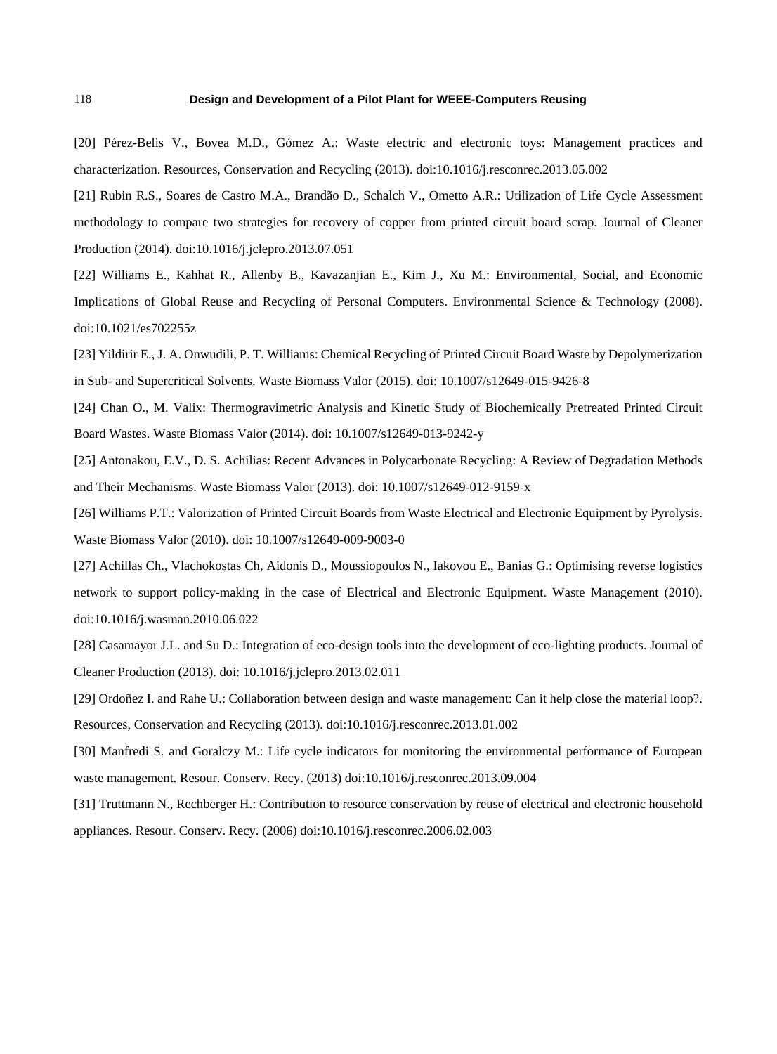[20] Pérez-Belis V., Bovea M.D., Gómez A.: Waste electric and electronic toys: Management practices and characterization. Resources, Conservation and Recycling (2013). doi:10.1016/j.resconrec.2013.05.002

[21] Rubin R.S., Soares de Castro M.A., Brandão D., Schalch V., Ometto A.R.: Utilization of Life Cycle Assessment methodology to compare two strategies for recovery of copper from printed circuit board scrap. Journal of Cleaner Production (2014). doi:10.1016/j.jclepro.2013.07.051

[22] Williams E., Kahhat R., Allenby B., Kavazanjian E., Kim J., Xu M.: Environmental, Social, and Economic Implications of Global Reuse and Recycling of Personal Computers. Environmental Science & Technology (2008). doi:10.1021/es702255z

[23] Yildirir E., J. A. Onwudili, P. T. Williams: Chemical Recycling of Printed Circuit Board Waste by Depolymerization in Sub- and Supercritical Solvents. Waste Biomass Valor (2015). doi: 10.1007/s12649-015-9426-8

[24] Chan O., M. Valix: Thermogravimetric Analysis and Kinetic Study of Biochemically Pretreated Printed Circuit Board Wastes. Waste Biomass Valor (2014). doi: 10.1007/s12649-013-9242-y

[25] Antonakou, E.V., D. S. Achilias: Recent Advances in Polycarbonate Recycling: A Review of Degradation Methods and Their Mechanisms. Waste Biomass Valor (2013). doi: 10.1007/s12649-012-9159-x

[26] Williams P.T.: Valorization of Printed Circuit Boards from Waste Electrical and Electronic Equipment by Pyrolysis. Waste Biomass Valor (2010). doi: 10.1007/s12649-009-9003-0

[27] Achillas Ch., Vlachokostas Ch, Aidonis D., Moussiopoulos N., Iakovou E., Banias G.: Optimising reverse logistics network to support policy-making in the case of Electrical and Electronic Equipment. Waste Management (2010). doi:10.1016/j.wasman.2010.06.022

[28] Casamayor J.L. and Su D.: Integration of eco-design tools into the development of eco-lighting products. Journal of Cleaner Production (2013). doi: 10.1016/j.jclepro.2013.02.011

[29] Ordoñez I. and Rahe U.: Collaboration between design and waste management: Can it help close the material loop?. Resources, Conservation and Recycling (2013). doi:10.1016/j.resconrec.2013.01.002

[30] Manfredi S. and Goralczy M.: Life cycle indicators for monitoring the environmental performance of European waste management. Resour. Conserv. Recy. (2013) doi:10.1016/j.resconrec.2013.09.004

[31] Truttmann N., Rechberger H.: Contribution to resource conservation by reuse of electrical and electronic household appliances. Resour. Conserv. Recy. (2006) doi:10.1016/j.resconrec.2006.02.003